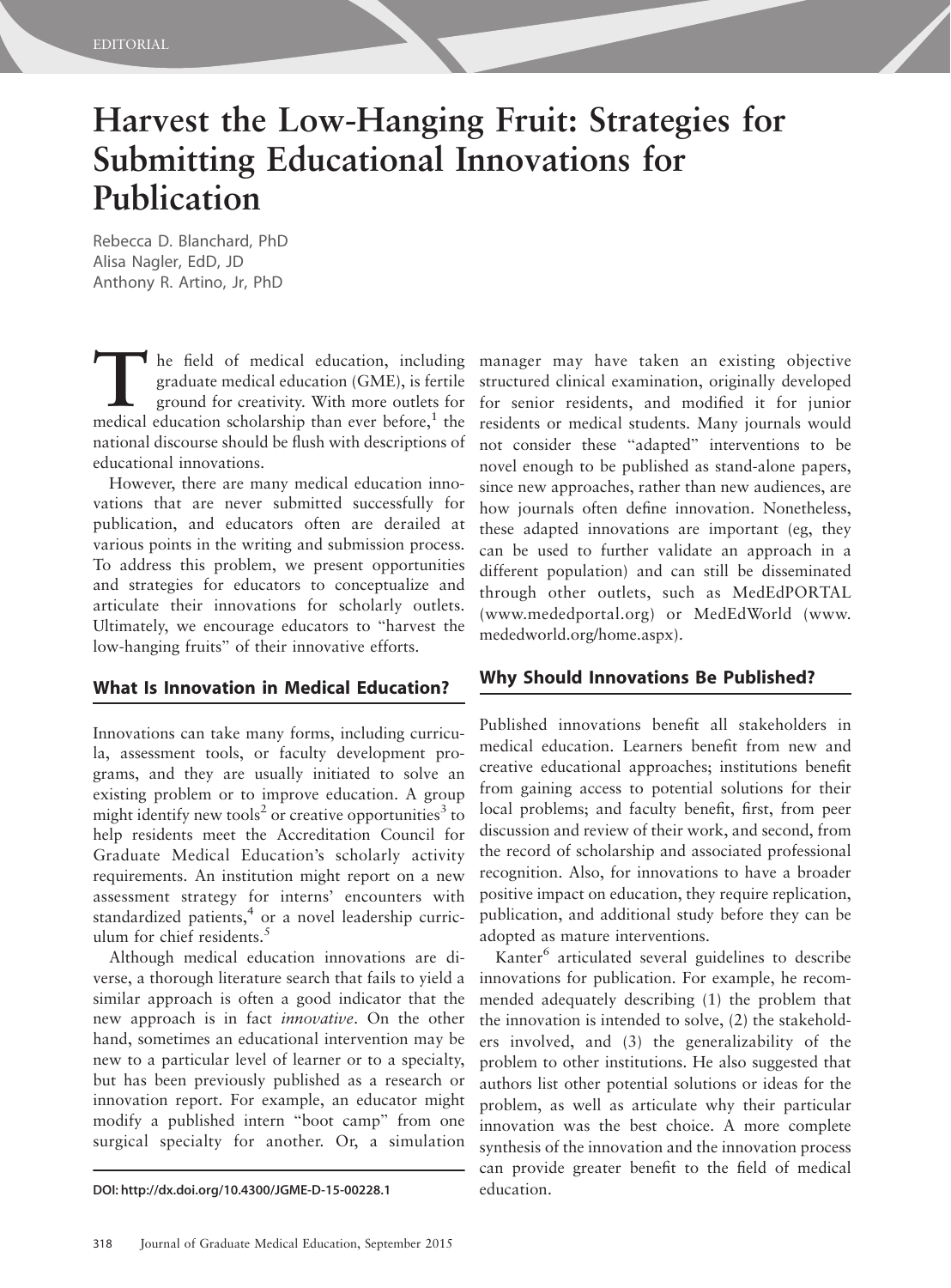# Harvest the Low-Hanging Fruit: Strategies for Submitting Educational Innovations for Publication

Rebecca D. Blanchard, PhD
Alisa Nagler, EdD, JD
Anthony R. Artino, Jr, PhD

The field of medical education, including graduate medical education (GME), is fertile ground for creativity. With more outlets for medical education scholarship than ever before,[1] the national discourse should be flush with descriptions of educational innovations.

However, there are many medical education innovations that are never submitted successfully for publication, and educators often are derailed at various points in the writing and submission process. To address this problem, we present opportunities and strategies for educators to conceptualize and articulate their innovations for scholarly outlets. Ultimately, we encourage educators to "harvest the low-hanging fruits" of their innovative efforts.

## What Is Innovation in Medical Education?

Innovations can take many forms, including curricula, assessment tools, or faculty development programs, and they are usually initiated to solve an existing problem or to improve education. A group might identify new tools[2] or creative opportunities[3] to help residents meet the Accreditation Council for Graduate Medical Education's scholarly activity requirements. An institution might report on a new assessment strategy for interns' encounters with standardized patients,[4] or a novel leadership curriculum for chief residents.[5]

Although medical education innovations are diverse, a thorough literature search that fails to yield a similar approach is often a good indicator that the new approach is in fact *innovative*. On the other hand, sometimes an educational intervention may be new to a particular level of learner or to a specialty, but has been previously published as a research or innovation report. For example, an educator might modify a published intern "boot camp" from one surgical specialty for another. Or, a simulation manager may have taken an existing objective structured clinical examination, originally developed for senior residents, and modified it for junior residents or medical students. Many journals would not consider these "adapted" interventions to be novel enough to be published as stand-alone papers, since new approaches, rather than new audiences, are how journals often define innovation. Nonetheless, these adapted innovations are important (eg, they can be used to further validate an approach in a different population) and can still be disseminated through other outlets, such as MedEdPORTAL (www.mededportal.org) or MedEdWorld (www.mededworld.org/home.aspx).

## Why Should Innovations Be Published?

Published innovations benefit all stakeholders in medical education. Learners benefit from new and creative educational approaches; institutions benefit from gaining access to potential solutions for their local problems; and faculty benefit, first, from peer discussion and review of their work, and second, from the record of scholarship and associated professional recognition. Also, for innovations to have a broader positive impact on education, they require replication, publication, and additional study before they can be adopted as mature interventions.

Kanter[6] articulated several guidelines to describe innovations for publication. For example, he recommended adequately describing (1) the problem that the innovation is intended to solve, (2) the stakeholders involved, and (3) the generalizability of the problem to other institutions. He also suggested that authors list other potential solutions or ideas for the problem, as well as articulate why their particular innovation was the best choice. A more complete synthesis of the innovation and the innovation process can provide greater benefit to the field of medical education.

DOI: http://dx.doi.org/10.4300/JGME-D-15-00228.1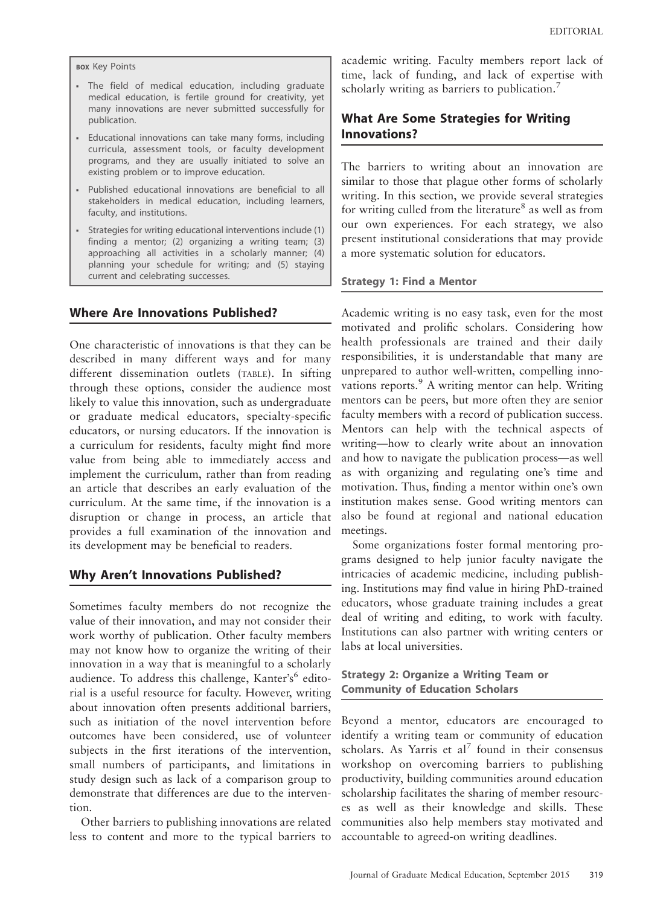**BOX** Key Points

- The field of medical education, including graduate medical education, is fertile ground for creativity, yet many innovations are never submitted successfully for publication.
- Educational innovations can take many forms, including curricula, assessment tools, or faculty development programs, and they are usually initiated to solve an existing problem or to improve education.
- Published educational innovations are beneficial to all stakeholders in medical education, including learners, faculty, and institutions.
- Strategies for writing educational interventions include (1) finding a mentor; (2) organizing a writing team; (3) approaching all activities in a scholarly manner; (4) planning your schedule for writing; and (5) staying current and celebrating successes.

## Where Are Innovations Published?

One characteristic of innovations is that they can be described in many different ways and for many different dissemination outlets (TABLE). In sifting through these options, consider the audience most likely to value this innovation, such as undergraduate or graduate medical educators, specialty-specific educators, or nursing educators. If the innovation is a curriculum for residents, faculty might find more value from being able to immediately access and implement the curriculum, rather than from reading an article that describes an early evaluation of the curriculum. At the same time, if the innovation is a disruption or change in process, an article that provides a full examination of the innovation and its development may be beneficial to readers.

## Why Aren't Innovations Published?

Sometimes faculty members do not recognize the value of their innovation, and may not consider their work worthy of publication. Other faculty members may not know how to organize the writing of their innovation in a way that is meaningful to a scholarly audience. To address this challenge, Kanter's[6] editorial is a useful resource for faculty. However, writing about innovation often presents additional barriers, such as initiation of the novel intervention before outcomes have been considered, use of volunteer subjects in the first iterations of the intervention, small numbers of participants, and limitations in study design such as lack of a comparison group to demonstrate that differences are due to the intervention.

Other barriers to publishing innovations are related less to content and more to the typical barriers to academic writing. Faculty members report lack of time, lack of funding, and lack of expertise with scholarly writing as barriers to publication.[7]

## What Are Some Strategies for Writing Innovations?

The barriers to writing about an innovation are similar to those that plague other forms of scholarly writing. In this section, we provide several strategies for writing culled from the literature[8] as well as from our own experiences. For each strategy, we also present institutional considerations that may provide a more systematic solution for educators.

### Strategy 1: Find a Mentor

Academic writing is no easy task, even for the most motivated and prolific scholars. Considering how health professionals are trained and their daily responsibilities, it is understandable that many are unprepared to author well-written, compelling innovations reports.[9] A writing mentor can help. Writing mentors can be peers, but more often they are senior faculty members with a record of publication success. Mentors can help with the technical aspects of writing—how to clearly write about an innovation and how to navigate the publication process—as well as with organizing and regulating one's time and motivation. Thus, finding a mentor within one's own institution makes sense. Good writing mentors can also be found at regional and national education meetings.

Some organizations foster formal mentoring programs designed to help junior faculty navigate the intricacies of academic medicine, including publishing. Institutions may find value in hiring PhD-trained educators, whose graduate training includes a great deal of writing and editing, to work with faculty. Institutions can also partner with writing centers or labs at local universities.

### Strategy 2: Organize a Writing Team or Community of Education Scholars

Beyond a mentor, educators are encouraged to identify a writing team or community of education scholars. As Yarris et al[7] found in their consensus workshop on overcoming barriers to publishing productivity, building communities around education scholarship facilitates the sharing of member resources as well as their knowledge and skills. These communities also help members stay motivated and accountable to agreed-on writing deadlines.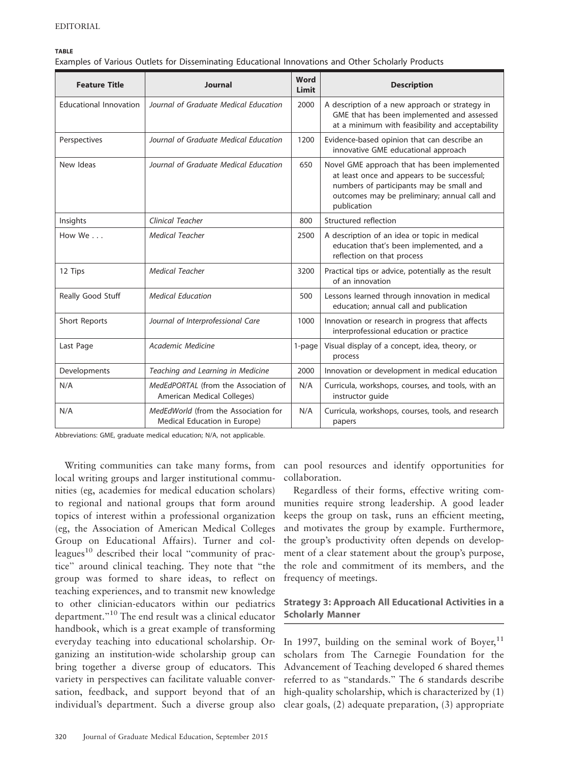**TABLE**

Examples of Various Outlets for Disseminating Educational Innovations and Other Scholarly Products

| Feature Title | Journal | Word Limit | Description |
| --- | --- | --- | --- |
| Educational Innovation | *Journal of Graduate Medical Education* | 2000 | A description of a new approach or strategy in GME that has been implemented and assessed at a minimum with feasibility and acceptability |
| Perspectives | *Journal of Graduate Medical Education* | 1200 | Evidence-based opinion that can describe an innovative GME educational approach |
| New Ideas | *Journal of Graduate Medical Education* | 650 | Novel GME approach that has been implemented at least once and appears to be successful; numbers of participants may be small and outcomes may be preliminary; annual call and publication |
| Insights | *Clinical Teacher* | 800 | Structured reflection |
| How We . . . | *Medical Teacher* | 2500 | A description of an idea or topic in medical education that's been implemented, and a reflection on that process |
| 12 Tips | *Medical Teacher* | 3200 | Practical tips or advice, potentially as the result of an innovation |
| Really Good Stuff | *Medical Education* | 500 | Lessons learned through innovation in medical education; annual call and publication |
| Short Reports | *Journal of Interprofessional Care* | 1000 | Innovation or research in progress that affects interprofessional education or practice |
| Last Page | *Academic Medicine* | 1-page | Visual display of a concept, idea, theory, or process |
| Developments | *Teaching and Learning in Medicine* | 2000 | Innovation or development in medical education |
| N/A | *MedEdPORTAL* (from the Association of American Medical Colleges) | N/A | Curricula, workshops, courses, and tools, with an instructor guide |
| N/A | *MedEdWorld* (from the Association for Medical Education in Europe) | N/A | Curricula, workshops, courses, tools, and research papers |

Abbreviations: GME, graduate medical education; N/A, not applicable.

Writing communities can take many forms, from local writing groups and larger institutional communities (eg, academies for medical education scholars) to regional and national groups that form around topics of interest within a professional organization (eg, the Association of American Medical Colleges Group on Educational Affairs). Turner and colleagues[10] described their local "community of practice" around clinical teaching. They note that "the group was formed to share ideas, to reflect on teaching experiences, and to transmit new knowledge to other clinician-educators within our pediatrics department."[10] The end result was a clinical educator handbook, which is a great example of transforming everyday teaching into educational scholarship. Organizing an institution-wide scholarship group can bring together a diverse group of educators. This variety in perspectives can facilitate valuable conversation, feedback, and support beyond that of an individual's department. Such a diverse group also can pool resources and identify opportunities for collaboration.

Regardless of their forms, effective writing communities require strong leadership. A good leader keeps the group on task, runs an efficient meeting, and motivates the group by example. Furthermore, the group's productivity often depends on development of a clear statement about the group's purpose, the role and commitment of its members, and the frequency of meetings.

### Strategy 3: Approach All Educational Activities in a Scholarly Manner

In 1997, building on the seminal work of Boyer,[11] scholars from The Carnegie Foundation for the Advancement of Teaching developed 6 shared themes referred to as "standards." The 6 standards describe high-quality scholarship, which is characterized by (1) clear goals, (2) adequate preparation, (3) appropriate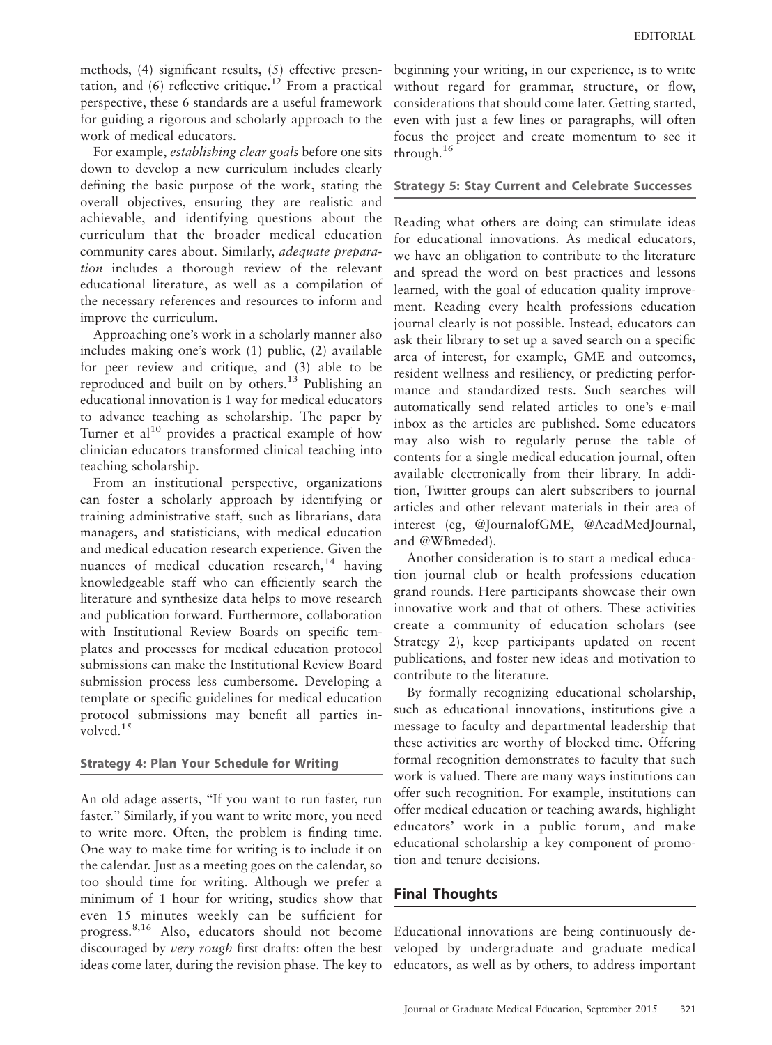methods, (4) significant results, (5) effective presentation, and (6) reflective critique.[12] From a practical perspective, these 6 standards are a useful framework for guiding a rigorous and scholarly approach to the work of medical educators.

For example, *establishing clear goals* before one sits down to develop a new curriculum includes clearly defining the basic purpose of the work, stating the overall objectives, ensuring they are realistic and achievable, and identifying questions about the curriculum that the broader medical education community cares about. Similarly, *adequate preparation* includes a thorough review of the relevant educational literature, as well as a compilation of the necessary references and resources to inform and improve the curriculum.

Approaching one's work in a scholarly manner also includes making one's work (1) public, (2) available for peer review and critique, and (3) able to be reproduced and built on by others.[13] Publishing an educational innovation is 1 way for medical educators to advance teaching as scholarship. The paper by Turner et al[10] provides a practical example of how clinician educators transformed clinical teaching into teaching scholarship.

From an institutional perspective, organizations can foster a scholarly approach by identifying or training administrative staff, such as librarians, data managers, and statisticians, with medical education and medical education research experience. Given the nuances of medical education research,[14] having knowledgeable staff who can efficiently search the literature and synthesize data helps to move research and publication forward. Furthermore, collaboration with Institutional Review Boards on specific templates and processes for medical education protocol submissions can make the Institutional Review Board submission process less cumbersome. Developing a template or specific guidelines for medical education protocol submissions may benefit all parties involved.[15]

### Strategy 4: Plan Your Schedule for Writing

An old adage asserts, "If you want to run faster, run faster." Similarly, if you want to write more, you need to write more. Often, the problem is finding time. One way to make time for writing is to include it on the calendar. Just as a meeting goes on the calendar, so too should time for writing. Although we prefer a minimum of 1 hour for writing, studies show that even 15 minutes weekly can be sufficient for progress.[8,16] Also, educators should not become discouraged by *very rough* first drafts: often the best ideas come later, during the revision phase. The key to beginning your writing, in our experience, is to write without regard for grammar, structure, or flow, considerations that should come later. Getting started, even with just a few lines or paragraphs, will often focus the project and create momentum to see it through.[16]

### Strategy 5: Stay Current and Celebrate Successes

Reading what others are doing can stimulate ideas for educational innovations. As medical educators, we have an obligation to contribute to the literature and spread the word on best practices and lessons learned, with the goal of education quality improvement. Reading every health professions education journal clearly is not possible. Instead, educators can ask their library to set up a saved search on a specific area of interest, for example, GME and outcomes, resident wellness and resiliency, or predicting performance and standardized tests. Such searches will automatically send related articles to one's e-mail inbox as the articles are published. Some educators may also wish to regularly peruse the table of contents for a single medical education journal, often available electronically from their library. In addition, Twitter groups can alert subscribers to journal articles and other relevant materials in their area of interest (eg, @JournalofGME, @AcadMedJournal, and @WBmeded).

Another consideration is to start a medical education journal club or health professions education grand rounds. Here participants showcase their own innovative work and that of others. These activities create a community of education scholars (see Strategy 2), keep participants updated on recent publications, and foster new ideas and motivation to contribute to the literature.

By formally recognizing educational scholarship, such as educational innovations, institutions give a message to faculty and departmental leadership that these activities are worthy of blocked time. Offering formal recognition demonstrates to faculty that such work is valued. There are many ways institutions can offer such recognition. For example, institutions can offer medical education or teaching awards, highlight educators' work in a public forum, and make educational scholarship a key component of promotion and tenure decisions.

## Final Thoughts

Educational innovations are being continuously developed by undergraduate and graduate medical educators, as well as by others, to address important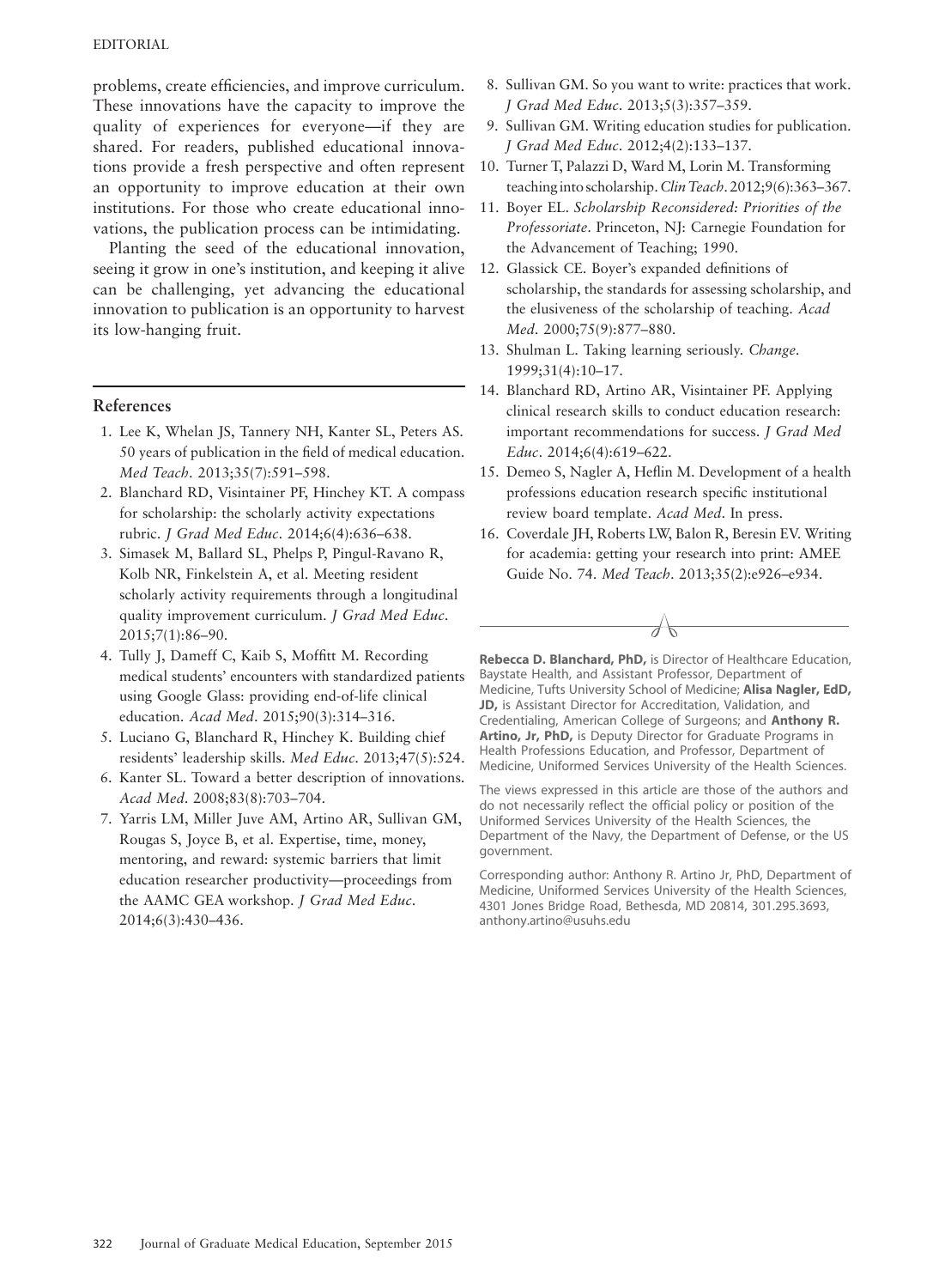problems, create efficiencies, and improve curriculum. These innovations have the capacity to improve the quality of experiences for everyone—if they are shared. For readers, published educational innovations provide a fresh perspective and often represent an opportunity to improve education at their own institutions. For those who create educational innovations, the publication process can be intimidating.

Planting the seed of the educational innovation, seeing it grow in one's institution, and keeping it alive can be challenging, yet advancing the educational innovation to publication is an opportunity to harvest its low-hanging fruit.

## References

1. Lee K, Whelan JS, Tannery NH, Kanter SL, Peters AS. 50 years of publication in the field of medical education. *Med Teach*. 2013;35(7):591–598.
2. Blanchard RD, Visintainer PF, Hinchey KT. A compass for scholarship: the scholarly activity expectations rubric. *J Grad Med Educ*. 2014;6(4):636–638.
3. Simasek M, Ballard SL, Phelps P, Pingul-Ravano R, Kolb NR, Finkelstein A, et al. Meeting resident scholarly activity requirements through a longitudinal quality improvement curriculum. *J Grad Med Educ*. 2015;7(1):86–90.
4. Tully J, Dameff C, Kaib S, Moffitt M. Recording medical students' encounters with standardized patients using Google Glass: providing end-of-life clinical education. *Acad Med*. 2015;90(3):314–316.
5. Luciano G, Blanchard R, Hinchey K. Building chief residents' leadership skills. *Med Educ*. 2013;47(5):524.
6. Kanter SL. Toward a better description of innovations. *Acad Med*. 2008;83(8):703–704.
7. Yarris LM, Miller Juve AM, Artino AR, Sullivan GM, Rougas S, Joyce B, et al. Expertise, time, money, mentoring, and reward: systemic barriers that limit education researcher productivity—proceedings from the AAMC GEA workshop. *J Grad Med Educ*. 2014;6(3):430–436.
8. Sullivan GM. So you want to write: practices that work. *J Grad Med Educ*. 2013;5(3):357–359.
9. Sullivan GM. Writing education studies for publication. *J Grad Med Educ*. 2012;4(2):133–137.
10. Turner T, Palazzi D, Ward M, Lorin M. Transforming teaching into scholarship. *Clin Teach*. 2012;9(6):363–367.
11. Boyer EL. *Scholarship Reconsidered: Priorities of the Professoriate*. Princeton, NJ: Carnegie Foundation for the Advancement of Teaching; 1990.
12. Glassick CE. Boyer's expanded definitions of scholarship, the standards for assessing scholarship, and the elusiveness of the scholarship of teaching. *Acad Med*. 2000;75(9):877–880.
13. Shulman L. Taking learning seriously. *Change*. 1999;31(4):10–17.
14. Blanchard RD, Artino AR, Visintainer PF. Applying clinical research skills to conduct education research: important recommendations for success. *J Grad Med Educ*. 2014;6(4):619–622.
15. Demeo S, Nagler A, Heflin M. Development of a health professions education research specific institutional review board template. *Acad Med*. In press.
16. Coverdale JH, Roberts LW, Balon R, Beresin EV. Writing for academia: getting your research into print: AMEE Guide No. 74. *Med Teach*. 2013;35(2):e926–e934.

---

**Rebecca D. Blanchard, PhD,** is Director of Healthcare Education, Baystate Health, and Assistant Professor, Department of Medicine, Tufts University School of Medicine; **Alisa Nagler, EdD, JD,** is Assistant Director for Accreditation, Validation, and Credentialing, American College of Surgeons; and **Anthony R. Artino, Jr, PhD,** is Deputy Director for Graduate Programs in Health Professions Education, and Professor, Department of Medicine, Uniformed Services University of the Health Sciences.

The views expressed in this article are those of the authors and do not necessarily reflect the official policy or position of the Uniformed Services University of the Health Sciences, the Department of the Navy, the Department of Defense, or the US government.

Corresponding author: Anthony R. Artino Jr, PhD, Department of Medicine, Uniformed Services University of the Health Sciences, 4301 Jones Bridge Road, Bethesda, MD 20814, 301.295.3693, anthony.artino@usuhs.edu